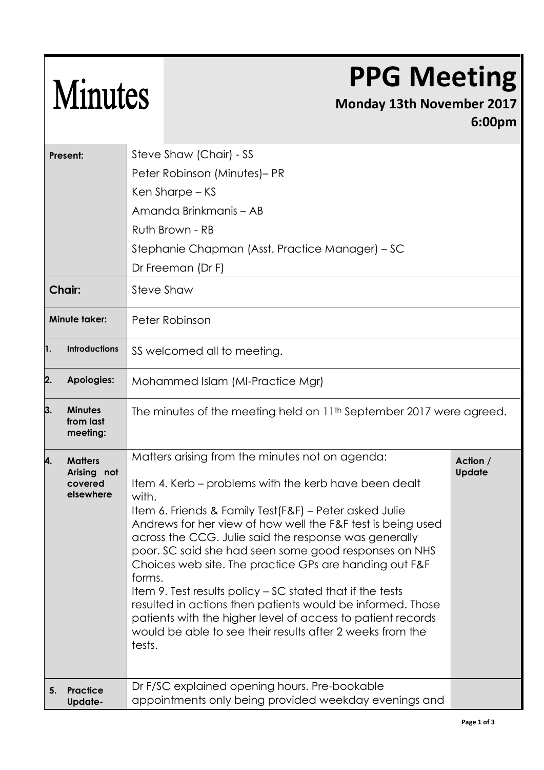# Minutes

# PPG Meeting

**Monday 13th November 2017**

**6:00pm**

| | | |
|---|---|---|
| **Present:** | Steve Shaw (Chair) - SS<br>Peter Robinson (Minutes)– PR<br>Ken Sharpe – KS<br>Amanda Brinkmanis – AB<br>Ruth Brown - RB<br>Stephanie Chapman (Asst. Practice Manager) – SC<br>Dr Freeman (Dr F) | |
| **Chair:** | Steve Shaw | |
| **Minute taker:** | Peter Robinson | |
| **1. Introductions** | SS welcomed all to meeting. | |
| **2. Apologies:** | Mohammed Islam (MI-Practice Mgr) | |
| **3. Minutes from last meeting:** | The minutes of the meeting held on 11th September 2017 were agreed. | |
| **4. Matters Arising not covered elsewhere** | Matters arising from the minutes not on agenda:<br><br>Item 4. Kerb – problems with the kerb have been dealt with.<br>Item 6. Friends & Family Test(F&F) – Peter asked Julie Andrews for her view of how well the F&F test is being used across the CCG. Julie said the response was generally poor. SC said she had seen some good responses on NHS Choices web site. The practice GPs are handing out F&F forms.<br>Item 9. Test results policy – SC stated that if the tests resulted in actions then patients would be informed. Those patients with the higher level of access to patient records would be able to see their results after 2 weeks from the tests. | **Action / Update** |
| **5. Practice Update-** | Dr F/SC explained opening hours. Pre-bookable appointments only being provided weekday evenings and | |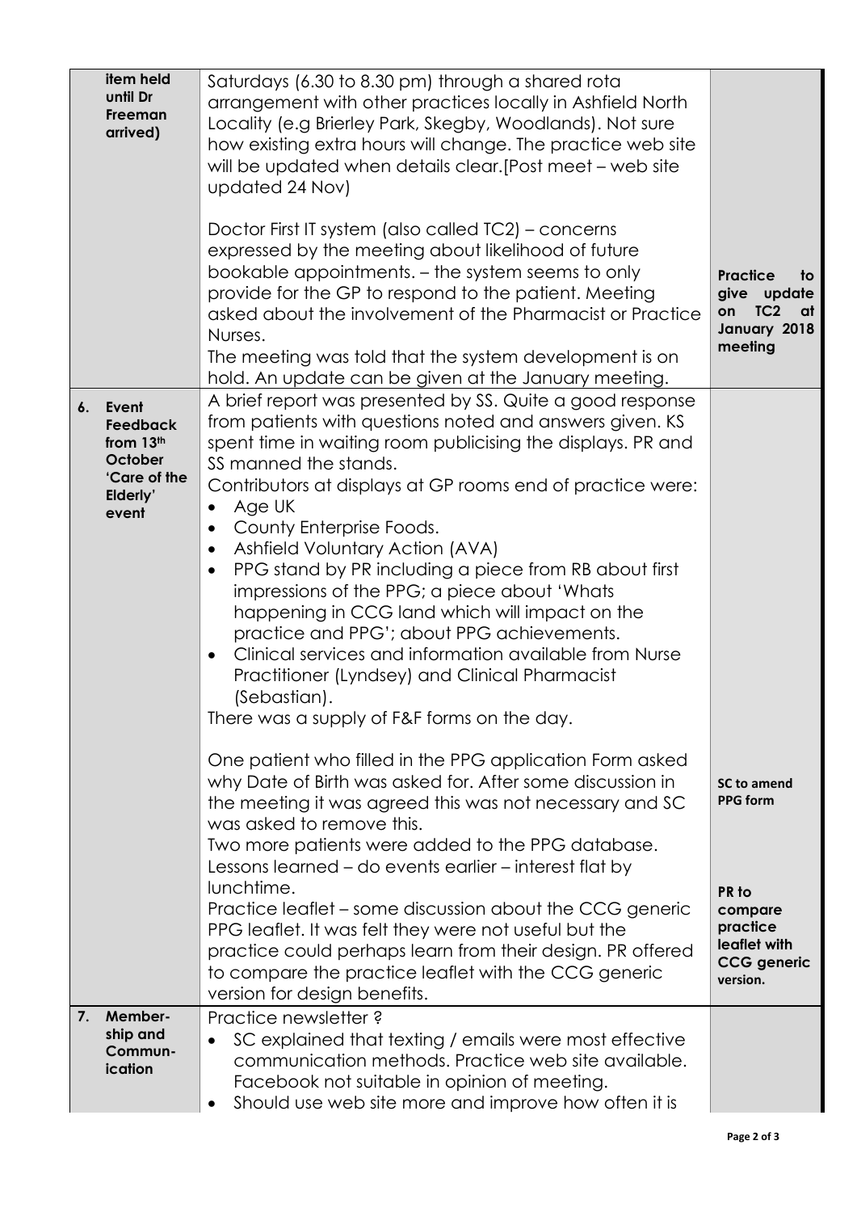| | | |
|---|---|---|
| **item held until Dr Freeman arrived)** | Saturdays (6.30 to 8.30 pm) through a shared rota arrangement with other practices locally in Ashfield North Locality (e.g Brierley Park, Skegby, Woodlands). Not sure how existing extra hours will change. The practice web site will be updated when details clear.[Post meet – web site updated 24 Nov)<br><br>Doctor First IT system (also called TC2) – concerns expressed by the meeting about likelihood of future bookable appointments. – the system seems to only provide for the GP to respond to the patient. Meeting asked about the involvement of the Pharmacist or Practice Nurses.<br>The meeting was told that the system development is on hold. An update can be given at the January meeting. | **Practice to give update on TC2 at January 2018 meeting** |
| **6. Event Feedback from 13th October 'Care of the Elderly' event** | A brief report was presented by SS. Quite a good response from patients with questions noted and answers given. KS spent time in waiting room publicising the displays. PR and SS manned the stands.<br>Contributors at displays at GP rooms end of practice were:<br>• Age UK<br>• County Enterprise Foods.<br>• Ashfield Voluntary Action (AVA)<br>• PPG stand by PR including a piece from RB about first impressions of the PPG; a piece about 'Whats happening in CCG land which will impact on the practice and PPG'; about PPG achievements.<br>• Clinical services and information available from Nurse Practitioner (Lyndsey) and Clinical Pharmacist (Sebastian).<br>There was a supply of F&F forms on the day.<br><br>One patient who filled in the PPG application Form asked why Date of Birth was asked for. After some discussion in the meeting it was agreed this was not necessary and SC was asked to remove this.<br>Two more patients were added to the PPG database.<br>Lessons learned – do events earlier – interest flat by lunchtime.<br>Practice leaflet – some discussion about the CCG generic PPG leaflet. It was felt they were not useful but the practice could perhaps learn from their design. PR offered to compare the practice leaflet with the CCG generic version for design benefits. | **SC to amend PPG form**<br><br>**PR to compare practice leaflet with CCG generic version.** |
| **7. Membership and Communication** | Practice newsletter ?<br>• SC explained that texting / emails were most effective communication methods. Practice web site available. Facebook not suitable in opinion of meeting.<br>• Should use web site more and improve how often it is | |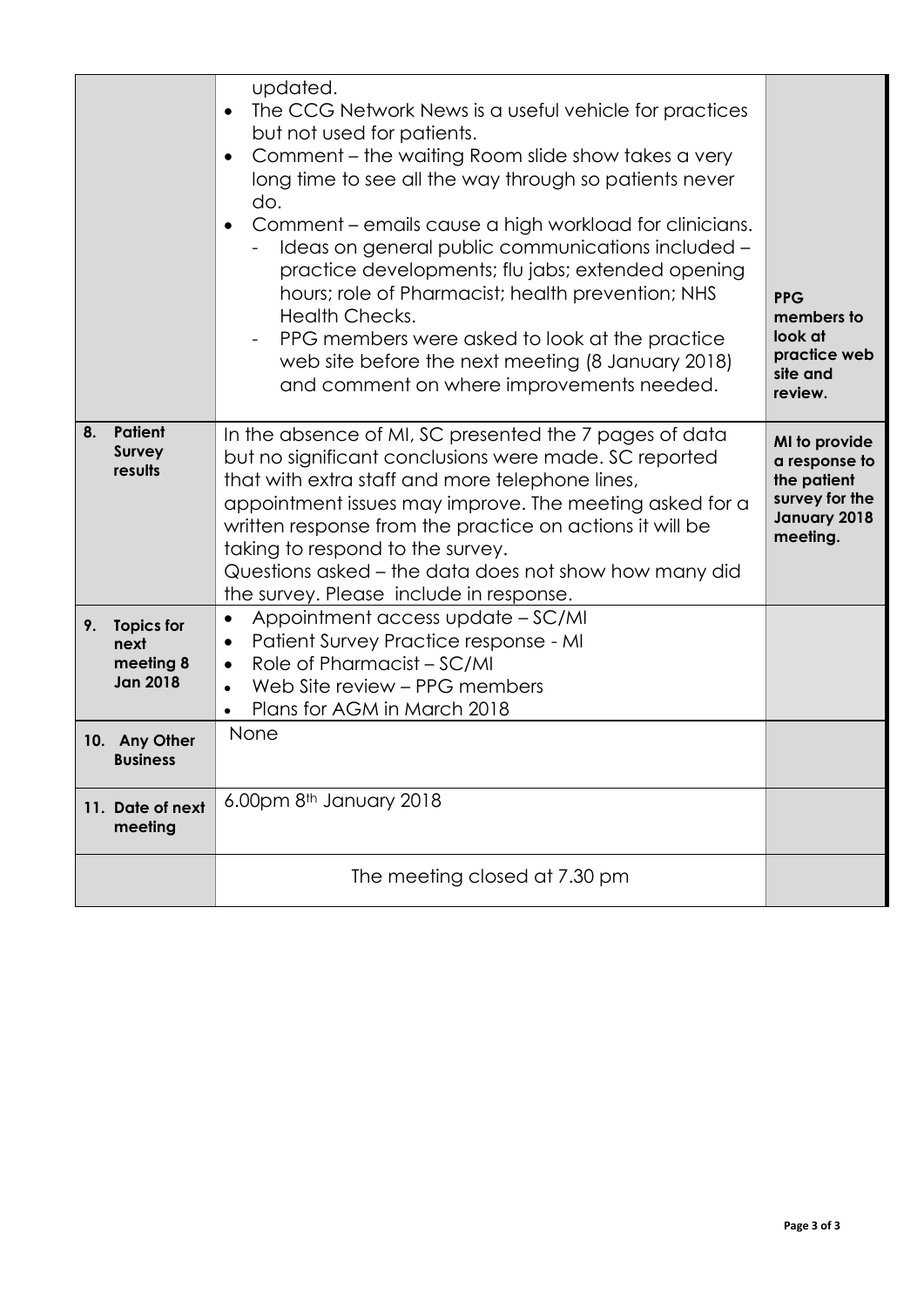| | | |
|---|---|---|
| | updated.<br>• The CCG Network News is a useful vehicle for practices but not used for patients.<br>• Comment – the waiting Room slide show takes a very long time to see all the way through so patients never do.<br>• Comment – emails cause a high workload for clinicians.<br>- Ideas on general public communications included – practice developments; flu jabs; extended opening hours; role of Pharmacist; health prevention; NHS Health Checks.<br>- PPG members were asked to look at the practice web site before the next meeting (8 January 2018) and comment on where improvements needed. | **PPG members to look at practice web site and review.** |
| **8. Patient Survey results** | In the absence of MI, SC presented the 7 pages of data but no significant conclusions were made. SC reported that with extra staff and more telephone lines, appointment issues may improve. The meeting asked for a written response from the practice on actions it will be taking to respond to the survey.<br>Questions asked – the data does not show how many did the survey. Please include in response. | **MI to provide a response to the patient survey for the January 2018 meeting.** |
| **9. Topics for next meeting 8 Jan 2018** | • Appointment access update – SC/MI<br>• Patient Survey Practice response - MI<br>• Role of Pharmacist – SC/MI<br>• Web Site review – PPG members<br>• Plans for AGM in March 2018 | |
| **10. Any Other Business** | None | |
| **11. Date of next meeting** | 6.00pm 8th January 2018 | |
| | The meeting closed at 7.30 pm | |